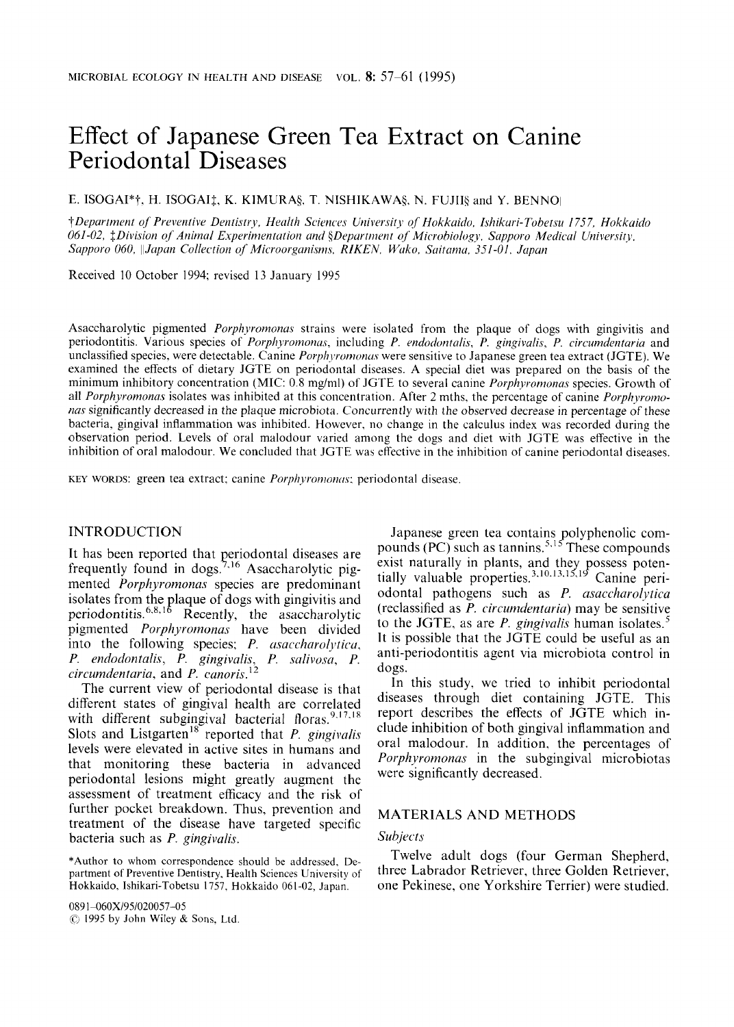# Effect of Japanese Green Tea Extract on Canine Periodontal Diseases

E. ISOGAI*†, H. ISOGAI‡, K. KIMURA§, T. NISHIKAWA§, N. FUJII§ and Y. BENNO||

†*Department of Preventive Dentistry, Health Sciences University of Hokkaido, Ishikari-Tobetsu 1757, Hokkaido 061-02,* ‡*Division of Animal Experimentation and* §*Department of Microbiology, Sapporo Medical University, Sapporo 060,* ||*Japan Collection of Microorganisms, RIKEN, Wako, Saitama, 351-01, Japan*

Received 10 October 1994; revised 13 January 1995

Asaccharolytic pigmented *Porphyromonas* strains were isolated from the plaque of dogs with gingivitis and periodontitis. Various species of *Porphyromonas*, including *P. endodontalis*, *P. gingivalis*, *P. circumdentaria* and unclassified species, were detectable. Canine *Porphyromonas* were sensitive to Japanese green tea extract (JGTE). We examined the effects of dietary JGTE on periodontal diseases. A special diet was prepared on the basis of the minimum inhibitory concentration (MIC: 0.8 mg/ml) of JGTE to several canine *Porphyromonas* species. Growth of all *Porphyromonas* isolates was inhibited at this concentration. After 2 mths, the percentage of canine *Porphyromonas* significantly decreased in the plaque microbiota. Concurrently with the observed decrease in percentage of these bacteria, gingival inflammation was inhibited. However, no change in the calculus index was recorded during the observation period. Levels of oral malodour varied among the dogs and diet with JGTE was effective in the inhibition of oral malodour. We concluded that JGTE was effective in the inhibition of canine periodontal diseases.

KEY WORDS: green tea extract; canine *Porphyromonas*; periodontal disease.

## INTRODUCTION

It has been reported that periodontal diseases are frequently found in dogs.[7,16] Asaccharolytic pigmented *Porphyromonas* species are predominant isolates from the plaque of dogs with gingivitis and periodontitis.[6,8,16] Recently, the asaccharolytic pigmented *Porphyromonas* have been divided into the following species; *P. asaccharolytica*, *P. endodontalis*, *P. gingivalis*, *P. salivosa*, *P. circumdentaria*, and *P. canoris*.[12]

The current view of periodontal disease is that different states of gingival health are correlated with different subgingival bacterial floras.[9,17,18] Slots and Listgarten[18] reported that *P. gingivalis* levels were elevated in active sites in humans and that monitoring these bacteria in advanced periodontal lesions might greatly augment the assessment of treatment efficacy and the risk of further pocket breakdown. Thus, prevention and treatment of the disease have targeted specific bacteria such as *P. gingivalis*.

Japanese green tea contains polyphenolic compounds (PC) such as tannins.[5,15] These compounds exist naturally in plants, and they possess potentially valuable properties.[3,10,13,15,19] Canine periodontal pathogens such as *P. asaccharolytica* (reclassified as *P. circumdentaria*) may be sensitive to the JGTE, as are *P. gingivalis* human isolates.[5] It is possible that the JGTE could be useful as an anti-periodontitis agent via microbiota control in dogs.

In this study, we tried to inhibit periodontal diseases through diet containing JGTE. This report describes the effects of JGTE which include inhibition of both gingival inflammation and oral malodour. In addition, the percentages of *Porphyromonas* in the subgingival microbiotas were significantly decreased.

## MATERIALS AND METHODS

### *Subjects*

Twelve adult dogs (four German Shepherd, three Labrador Retriever, three Golden Retriever, one Pekinese, one Yorkshire Terrier) were studied.

*Author to whom correspondence should be addressed, Department of Preventive Dentistry, Health Sciences University of Hokkaido, Ishikari-Tobetsu 1757, Hokkaido 061-02, Japan.

0891-060X/95/020057-05
© 1995 by John Wiley & Sons, Ltd.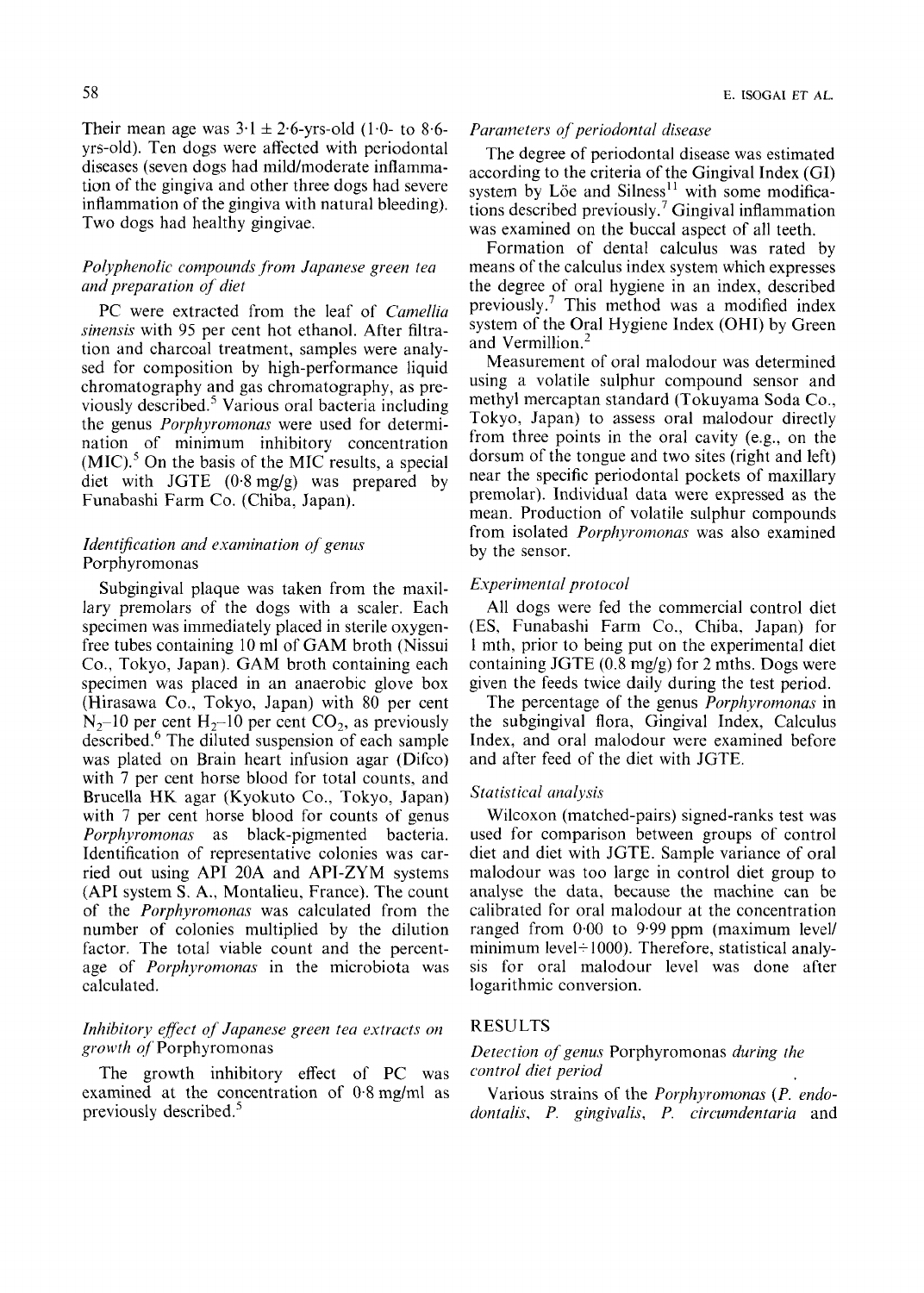Their mean age was 3·1 ± 2·6-yrs-old (1·0- to 8·6-yrs-old). Ten dogs were affected with periodontal diseases (seven dogs had mild/moderate inflammation of the gingiva and other three dogs had severe inflammation of the gingiva with natural bleeding). Two dogs had healthy gingivae.

### *Polyphenolic compounds from Japanese green tea and preparation of diet*

PC were extracted from the leaf of *Camellia sinensis* with 95 per cent hot ethanol. After filtration and charcoal treatment, samples were analysed for composition by high-performance liquid chromatography and gas chromatography, as previously described.[5] Various oral bacteria including the genus *Porphyromonas* were used for determination of minimum inhibitory concentration (MIC).[5] On the basis of the MIC results, a special diet with JGTE (0·8 mg/g) was prepared by Funabashi Farm Co. (Chiba, Japan).

### *Identification and examination of genus* Porphyromonas

Subgingival plaque was taken from the maxillary premolars of the dogs with a scaler. Each specimen was immediately placed in sterile oxygen-free tubes containing 10 ml of GAM broth (Nissui Co., Tokyo, Japan). GAM broth containing each specimen was placed in an anaerobic glove box (Hirasawa Co., Tokyo, Japan) with 80 per cent $N_2$–10 per cent $H_2$–10 per cent $CO_2$, as previously described.[6] The diluted suspension of each sample was plated on Brain heart infusion agar (Difco) with 7 per cent horse blood for total counts, and Brucella HK agar (Kyokuto Co., Tokyo, Japan) with 7 per cent horse blood for counts of genus *Porphyromonas* as black-pigmented bacteria. Identification of representative colonies was carried out using API 20A and API-ZYM systems (API system S. A., Montalieu, France). The count of the *Porphyromonas* was calculated from the number of colonies multiplied by the dilution factor. The total viable count and the percentage of *Porphyromonas* in the microbiota was calculated.

### *Inhibitory effect of Japanese green tea extracts on growth of* Porphyromonas

The growth inhibitory effect of PC was examined at the concentration of 0·8 mg/ml as previously described.[5]

### *Parameters of periodontal disease*

The degree of periodontal disease was estimated according to the criteria of the Gingival Index (GI) system by Löe and Silness[11] with some modifications described previously.[7] Gingival inflammation was examined on the buccal aspect of all teeth.

Formation of dental calculus was rated by means of the calculus index system which expresses the degree of oral hygiene in an index, described previously.[7] This method was a modified index system of the Oral Hygiene Index (OHI) by Green and Vermillion.[2]

Measurement of oral malodour was determined using a volatile sulphur compound sensor and methyl mercaptan standard (Tokuyama Soda Co., Tokyo, Japan) to assess oral malodour directly from three points in the oral cavity (e.g., on the dorsum of the tongue and two sites (right and left) near the specific periodontal pockets of maxillary premolar). Individual data were expressed as the mean. Production of volatile sulphur compounds from isolated *Porphyromonas* was also examined by the sensor.

### *Experimental protocol*

All dogs were fed the commercial control diet (ES, Funabashi Farm Co., Chiba, Japan) for 1 mth, prior to being put on the experimental diet containing JGTE (0.8 mg/g) for 2 mths. Dogs were given the feeds twice daily during the test period.

The percentage of the genus *Porphyromonas* in the subgingival flora, Gingival Index, Calculus Index, and oral malodour were examined before and after feed of the diet with JGTE.

### *Statistical analysis*

Wilcoxon (matched-pairs) signed-ranks test was used for comparison between groups of control diet and diet with JGTE. Sample variance of oral malodour was too large in control diet group to analyse the data, because the machine can be calibrated for oral malodour at the concentration ranged from 0·00 to 9·99 ppm (maximum level/minimum level÷1000). Therefore, statistical analysis for oral malodour level was done after logarithmic conversion.

## RESULTS

### *Detection of genus* Porphyromonas *during the control diet period*

Various strains of the *Porphyromonas* (*P. endodontalis*, *P. gingivalis*, *P. circumdentaria* and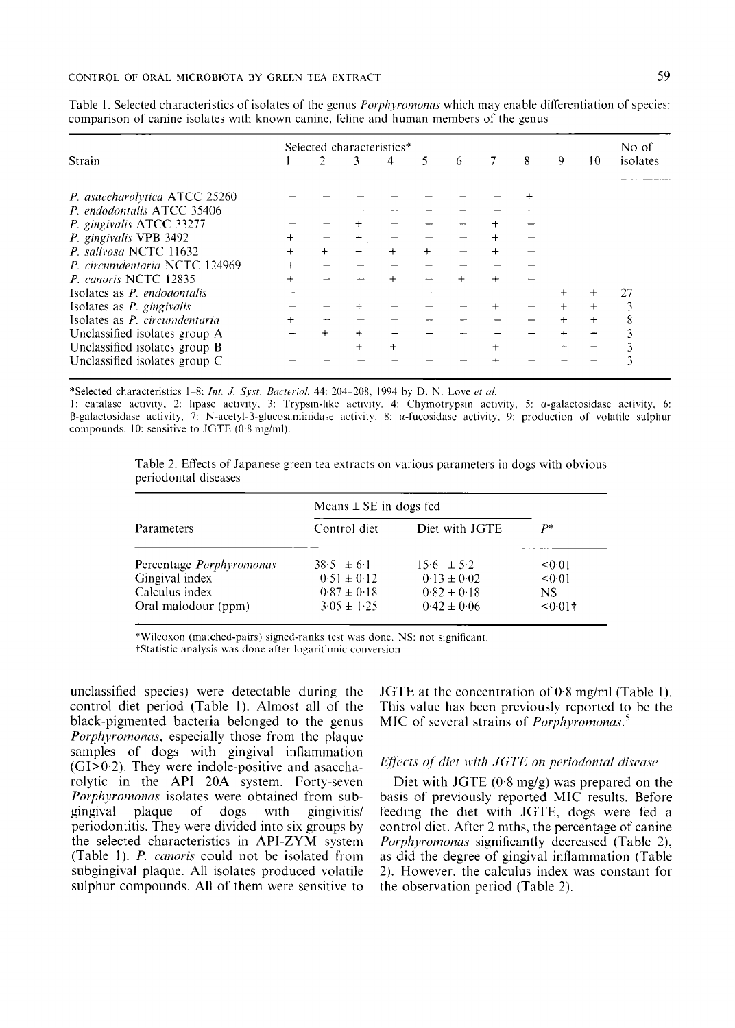Table 1. Selected characteristics of isolates of the genus *Porphyromonas* which may enable differentiation of species: comparison of canine isolates with known canine, feline and human members of the genus

| Strain | Selected characteristics* | | | | | | | | | | No of isolates |
|---|---|---|---|---|---|---|---|---|---|---|---|
| | 1 | 2 | 3 | 4 | 5 | 6 | 7 | 8 | 9 | 10 | |
| *P. asaccharolytica* ATCC 25260 | − | − | − | − | − | − | − | + | | | |
| *P. endodontalis* ATCC 35406 | − | − | − | − | − | − | − | − | | | |
| *P. gingivalis* ATCC 33277 | − | − | + | − | − | − | + | − | | | |
| *P. gingivalis* VPB 3492 | + | − | + | − | − | − | + | − | | | |
| *P. salivosa* NCTC 11632 | + | + | + | + | + | − | + | − | | | |
| *P. circumdentaria* NCTC 124969 | + | − | − | − | − | − | − | − | | | |
| *P. canoris* NCTC 12835 | + | − | − | + | − | + | + | − | | | |
| Isolates as *P. endodontalis* | − | − | − | − | − | − | − | − | + | + | 27 |
| Isolates as *P. gingivalis* | − | − | + | − | − | − | + | − | + | + | 3 |
| Isolates as *P. circumdentaria* | + | − | − | − | − | − | − | − | + | + | 8 |
| Unclassified isolates group A | − | + | + | − | − | − | − | − | + | + | 3 |
| Unclassified isolates group B | − | − | + | + | − | − | + | − | + | + | 3 |
| Unclassified isolates group C | − | − | − | − | − | − | + | − | + | + | 3 |

*Selected characteristics 1–8: *Int. J. Syst. Bacteriol.* 44: 204–208, 1994 by D. N. Love *et al.*

1: catalase activity, 2: lipase activity, 3: Trypsin-like activity, 4: Chymotrypsin activity, 5: α-galactosidase activity, 6: β-galactosidase activity, 7: N-acetyl-β-glucosaminidase activity, 8: α-fucosidase activity, 9: production of volatile sulphur compounds, 10: sensitive to JGTE (0·8 mg/ml).

Table 2. Effects of Japanese green tea extracts on various parameters in dogs with obvious periodontal diseases

| Parameters | Means ± SE in dogs fed | | $P$* |
|---|---|---|---|
| | Control diet | Diet with JGTE | |
| Percentage *Porphyromonas* | 38·5 ± 6·1 | 15·6 ± 5·2 | <0·01 |
| Gingival index | 0·51 ± 0·12 | 0·13 ± 0·02 | <0·01 |
| Calculus index | 0·87 ± 0·18 | 0·82 ± 0·18 | NS |
| Oral malodour (ppm) | 3·05 ± 1·25 | 0·42 ± 0·06 | <0·01† |

*Wilcoxon (matched-pairs) signed-ranks test was done. NS: not significant.
†Statistic analysis was done after logarithmic conversion.

unclassified species) were detectable during the control diet period (Table 1). Almost all of the black-pigmented bacteria belonged to the genus *Porphyromonas*, especially those from the plaque samples of dogs with gingival inflammation (GI>0·2). They were indole-positive and asaccharolytic in the API 20A system. Forty-seven *Porphyromonas* isolates were obtained from subgingival plaque of dogs with gingivitis/periodontitis. They were divided into six groups by the selected characteristics in API-ZYM system (Table 1). *P. canoris* could not be isolated from subgingival plaque. All isolates produced volatile sulphur compounds. All of them were sensitive to JGTE at the concentration of 0·8 mg/ml (Table 1). This value has been previously reported to be the MIC of several strains of *Porphyromonas*.[5]

### *Effects of diet with JGTE on periodontal disease*

Diet with JGTE (0·8 mg/g) was prepared on the basis of previously reported MIC results. Before feeding the diet with JGTE, dogs were fed a control diet. After 2 mths, the percentage of canine *Porphyromonas* significantly decreased (Table 2), as did the degree of gingival inflammation (Table 2). However, the calculus index was constant for the observation period (Table 2).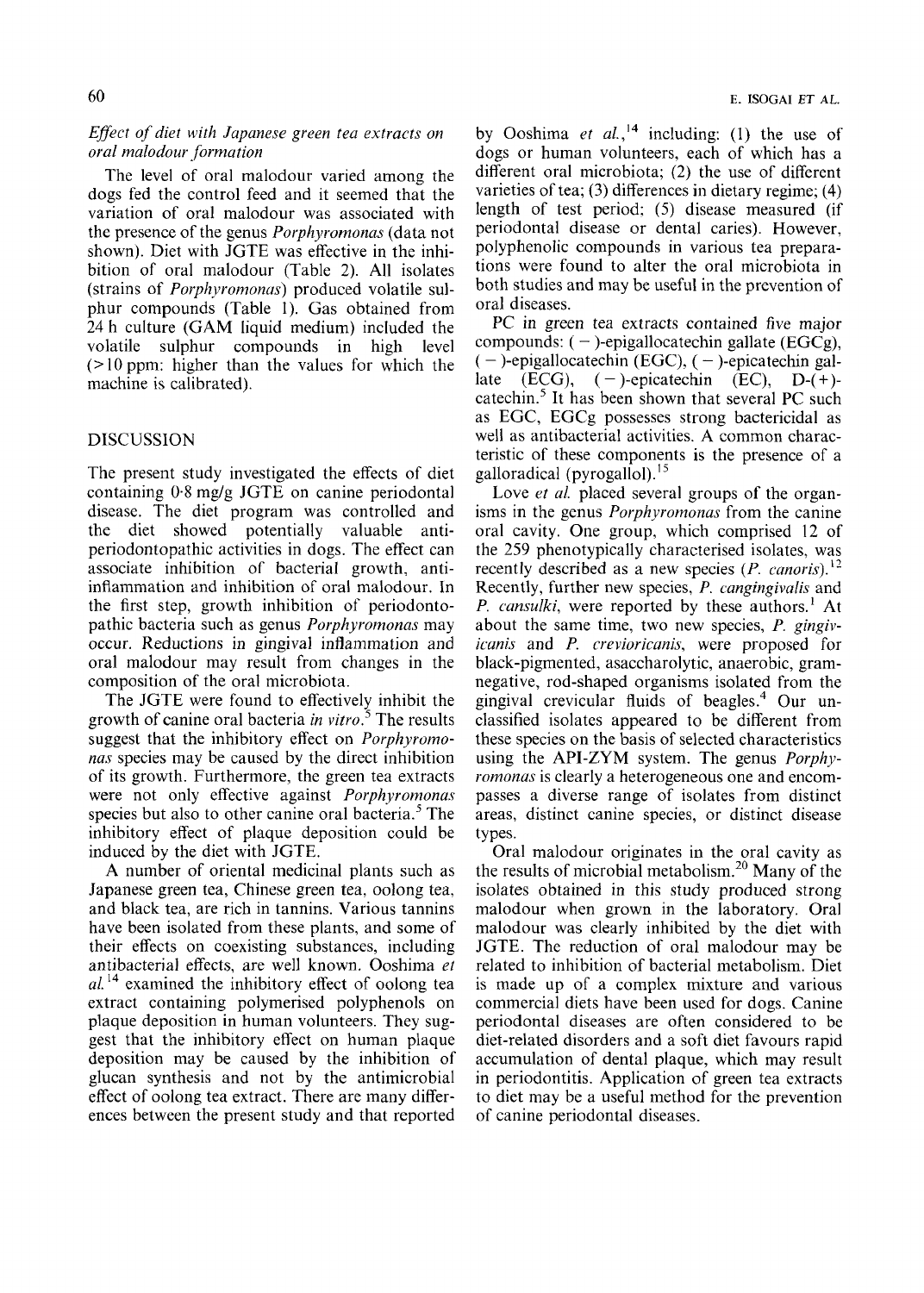*Effect of diet with Japanese green tea extracts on oral malodour formation*

The level of oral malodour varied among the dogs fed the control feed and it seemed that the variation of oral malodour was associated with the presence of the genus *Porphyromonas* (data not shown). Diet with JGTE was effective in the inhibition of oral malodour (Table 2). All isolates (strains of *Porphyromonas*) produced volatile sulphur compounds (Table 1). Gas obtained from 24 h culture (GAM liquid medium) included the volatile sulphur compounds in high level (>10 ppm: higher than the values for which the machine is calibrated).

## DISCUSSION

The present study investigated the effects of diet containing 0·8 mg/g JGTE on canine periodontal disease. The diet program was controlled and the diet showed potentially valuable anti-periodontopathic activities in dogs. The effect can associate inhibition of bacterial growth, anti-inflammation and inhibition of oral malodour. In the first step, growth inhibition of periodontopathic bacteria such as genus *Porphyromonas* may occur. Reductions in gingival inflammation and oral malodour may result from changes in the composition of the oral microbiota.

The JGTE were found to effectively inhibit the growth of canine oral bacteria *in vitro*.[5] The results suggest that the inhibitory effect on *Porphyromonas* species may be caused by the direct inhibition of its growth. Furthermore, the green tea extracts were not only effective against *Porphyromonas* species but also to other canine oral bacteria.[5] The inhibitory effect of plaque deposition could be induced by the diet with JGTE.

A number of oriental medicinal plants such as Japanese green tea, Chinese green tea, oolong tea, and black tea, are rich in tannins. Various tannins have been isolated from these plants, and some of their effects on coexisting substances, including antibacterial effects, are well known. Ooshima *et al.*[14] examined the inhibitory effect of oolong tea extract containing polymerised polyphenols on plaque deposition in human volunteers. They suggest that the inhibitory effect on human plaque deposition may be caused by the inhibition of glucan synthesis and not by the antimicrobial effect of oolong tea extract. There are many differences between the present study and that reported by Ooshima *et al.*,[14] including: (1) the use of dogs or human volunteers, each of which has a different oral microbiota; (2) the use of different varieties of tea; (3) differences in dietary regime; (4) length of test period; (5) disease measured (if periodontal disease or dental caries). However, polyphenolic compounds in various tea preparations were found to alter the oral microbiota in both studies and may be useful in the prevention of oral diseases.

PC in green tea extracts contained five major compounds: (−)-epigallocatechin gallate (EGCg), (−)-epigallocatechin (EGC), (−)-epicatechin gallate (ECG), (−)-epicatechin (EC), D-(+)-catechin.[5] It has been shown that several PC such as EGC, EGCg possesses strong bactericidal as well as antibacterial activities. A common characteristic of these components is the presence of a galloradical (pyrogallol).[15]

Love *et al.* placed several groups of the organisms in the genus *Porphyromonas* from the canine oral cavity. One group, which comprised 12 of the 259 phenotypically characterised isolates, was recently described as a new species (*P. canoris*).[12] Recently, further new species, *P. cangingivalis* and *P. cansulki*, were reported by these authors.[1] At about the same time, two new species, *P. gingivicanis* and *P. crevioricanis*, were proposed for black-pigmented, asaccharolytic, anaerobic, gram-negative, rod-shaped organisms isolated from the gingival crevicular fluids of beagles.[4] Our unclassified isolates appeared to be different from these species on the basis of selected characteristics using the API-ZYM system. The genus *Porphyromonas* is clearly a heterogeneous one and encompasses a diverse range of isolates from distinct areas, distinct canine species, or distinct disease types.

Oral malodour originates in the oral cavity as the results of microbial metabolism.[20] Many of the isolates obtained in this study produced strong malodour when grown in the laboratory. Oral malodour was clearly inhibited by the diet with JGTE. The reduction of oral malodour may be related to inhibition of bacterial metabolism. Diet is made up of a complex mixture and various commercial diets have been used for dogs. Canine periodontal diseases are often considered to be diet-related disorders and a soft diet favours rapid accumulation of dental plaque, which may result in periodontitis. Application of green tea extracts to diet may be a useful method for the prevention of canine periodontal diseases.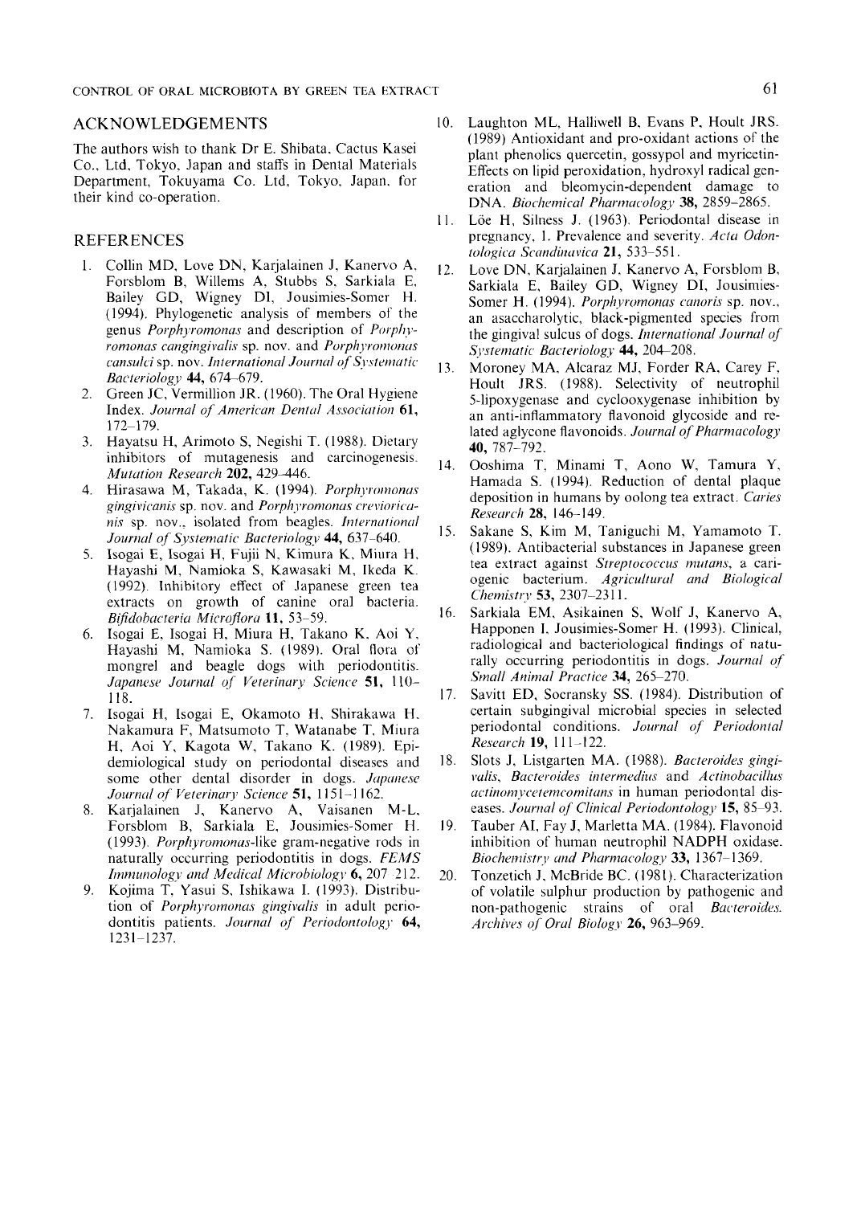## ACKNOWLEDGEMENTS

The authors wish to thank Dr E. Shibata, Cactus Kasei Co., Ltd, Tokyo, Japan and staffs in Dental Materials Department, Tokuyama Co. Ltd, Tokyo, Japan, for their kind co-operation.

## REFERENCES

1. Collin MD, Love DN, Karjalainen J, Kanervo A, Forsblom B, Willems A, Stubbs S, Sarkiala E, Bailey GD, Wigney DI, Jousimies-Somer H. (1994). Phylogenetic analysis of members of the genus *Porphyromonas* and description of *Porphyromonas cangingivalis* sp. nov. and *Porphyromonas cansulci* sp. nov. *International Journal of Systematic Bacteriology* **44,** 674–679.
2. Green JC, Vermillion JR. (1960). The Oral Hygiene Index. *Journal of American Dental Association* **61,** 172–179.
3. Hayatsu H, Arimoto S, Negishi T. (1988). Dietary inhibitors of mutagenesis and carcinogenesis. *Mutation Research* **202,** 429–446.
4. Hirasawa M, Takada, K. (1994). *Porphyromonas gingivicanis* sp. nov. and *Porphyromonas crevioricanis* sp. nov., isolated from beagles. *International Journal of Systematic Bacteriology* **44,** 637–640.
5. Isogai E, Isogai H, Fujii N, Kimura K, Miura H, Hayashi M, Namioka S, Kawasaki M, Ikeda K. (1992). Inhibitory effect of Japanese green tea extracts on growth of canine oral bacteria. *Bifidobacteria Microflora* **11,** 53–59.
6. Isogai E, Isogai H, Miura H, Takano K, Aoi Y, Hayashi M, Namioka S. (1989). Oral flora of mongrel and beagle dogs with periodontitis. *Japanese Journal of Veterinary Science* **51,** 110–118.
7. Isogai H, Isogai E, Okamoto H, Shirakawa H, Nakamura F, Matsumoto T, Watanabe T, Miura H, Aoi Y, Kagota W, Takano K. (1989). Epidemiological study on periodontal diseases and some other dental disorder in dogs. *Japanese Journal of Veterinary Science* **51,** 1151–1162.
8. Karjalainen J, Kanervo A, Vaisanen M-L, Forsblom B, Sarkiala E, Jousimies-Somer H. (1993). *Porphyromonas*-like gram-negative rods in naturally occurring periodontitis in dogs. *FEMS Immunology and Medical Microbiology* **6,** 207–212.
9. Kojima T, Yasui S, Ishikawa I. (1993). Distribution of *Porphyromonas gingivalis* in adult periodontitis patients. *Journal of Periodontology* **64,** 1231–1237.
10. Laughton ML, Halliwell B, Evans P, Hoult JRS. (1989) Antioxidant and pro-oxidant actions of the plant phenolics quercetin, gossypol and myricetin-Effects on lipid peroxidation, hydroxyl radical generation and bleomycin-dependent damage to DNA. *Biochemical Pharmacology* **38,** 2859–2865.
11. Löe H, Silness J. (1963). Periodontal disease in pregnancy, 1. Prevalence and severity. *Acta Odontologica Scandinavica* **21,** 533–551.
12. Love DN, Karjalainen J, Kanervo A, Forsblom B, Sarkiala E, Bailey GD, Wigney DI, Jousimies-Somer H. (1994). *Porphyromonas canoris* sp. nov., an asaccharolytic, black-pigmented species from the gingival sulcus of dogs. *International Journal of Systematic Bacteriology* **44,** 204–208.
13. Moroney MA, Alcaraz MJ, Forder RA, Carey F, Hoult JRS. (1988). Selectivity of neutrophil 5-lipoxygenase and cyclooxygenase inhibition by an anti-inflammatory flavonoid glycoside and related aglycone flavonoids. *Journal of Pharmacology* **40,** 787–792.
14. Ooshima T, Minami T, Aono W, Tamura Y, Hamada S. (1994). Reduction of dental plaque deposition in humans by oolong tea extract. *Caries Research* **28,** 146–149.
15. Sakane S, Kim M, Taniguchi M, Yamamoto T. (1989). Antibacterial substances in Japanese green tea extract against *Streptococcus mutans*, a cariogenic bacterium. *Agricultural and Biological Chemistry* **53,** 2307–2311.
16. Sarkiala EM, Asikainen S, Wolf J, Kanervo A, Happonen I, Jousimies-Somer H. (1993). Clinical, radiological and bacteriological findings of naturally occurring periodontitis in dogs. *Journal of Small Animal Practice* **34,** 265–270.
17. Savitt ED, Socransky SS. (1984). Distribution of certain subgingival microbial species in selected periodontal conditions. *Journal of Periodontal Research* **19,** 111–122.
18. Slots J, Listgarten MA. (1988). *Bacteroides gingivalis, Bacteroides intermedius* and *Actinobacillus actinomycetemcomitans* in human periodontal diseases. *Journal of Clinical Periodontology* **15,** 85–93.
19. Tauber AI, Fay J, Marletta MA. (1984). Flavonoid inhibition of human neutrophil NADPH oxidase. *Biochemistry and Pharmacology* **33,** 1367–1369.
20. Tonzetich J, McBride BC. (1981). Characterization of volatile sulphur production by pathogenic and non-pathogenic strains of oral *Bacteroides*. *Archives of Oral Biology* **26,** 963–969.